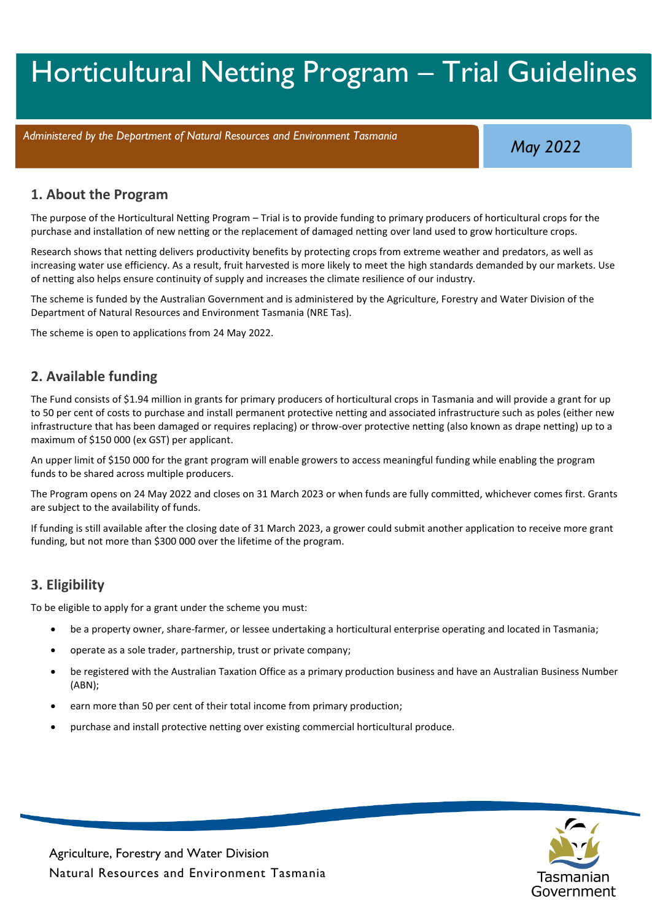# Horticultural Netting Program – Trial Guidelines

*Administered by the Department of Natural Resources and Environment Tasmania*

*May 2022*

## 1. About the Program

The purpose of the Horticultural Netting Program – Trial is to provide funding to primary producers of horticultural crops for the purchase and installation of new netting or the replacement of damaged netting over land used to grow horticulture crops.

Research shows that netting delivers productivity benefits by protecting crops from extreme weather and predators, as well as increasing water use efficiency. As a result, fruit harvested is more likely to meet the high standards demanded by our markets. Use of netting also helps ensure continuity of supply and increases the climate resilience of our industry.

The scheme is funded by the Australian Government and is administered by the Agriculture, Forestry and Water Division of the Department of Natural Resources and Environment Tasmania (NRE Tas).

The scheme is open to applications from 24 May 2022.

## 2. Available funding

The Fund consists of $1.94 million in grants for primary producers of horticultural crops in Tasmania and will provide a grant for up to 50 per cent of costs to purchase and install permanent protective netting and associated infrastructure such as poles (either new infrastructure that has been damaged or requires replacing) or throw-over protective netting (also known as drape netting) up to a maximum of $150 000 (ex GST) per applicant.

An upper limit of $150 000 for the grant program will enable growers to access meaningful funding while enabling the program funds to be shared across multiple producers.

The Program opens on 24 May 2022 and closes on 31 March 2023 or when funds are fully committed, whichever comes first. Grants are subject to the availability of funds.

If funding is still available after the closing date of 31 March 2023, a grower could submit another application to receive more grant funding, but not more than $300 000 over the lifetime of the program.

## 3. Eligibility

To be eligible to apply for a grant under the scheme you must:

- be a property owner, share-farmer, or lessee undertaking a horticultural enterprise operating and located in Tasmania;
- operate as a sole trader, partnership, trust or private company;
- be registered with the Australian Taxation Office as a primary production business and have an Australian Business Number (ABN);
- earn more than 50 per cent of their total income from primary production;
- purchase and install protective netting over existing commercial horticultural produce.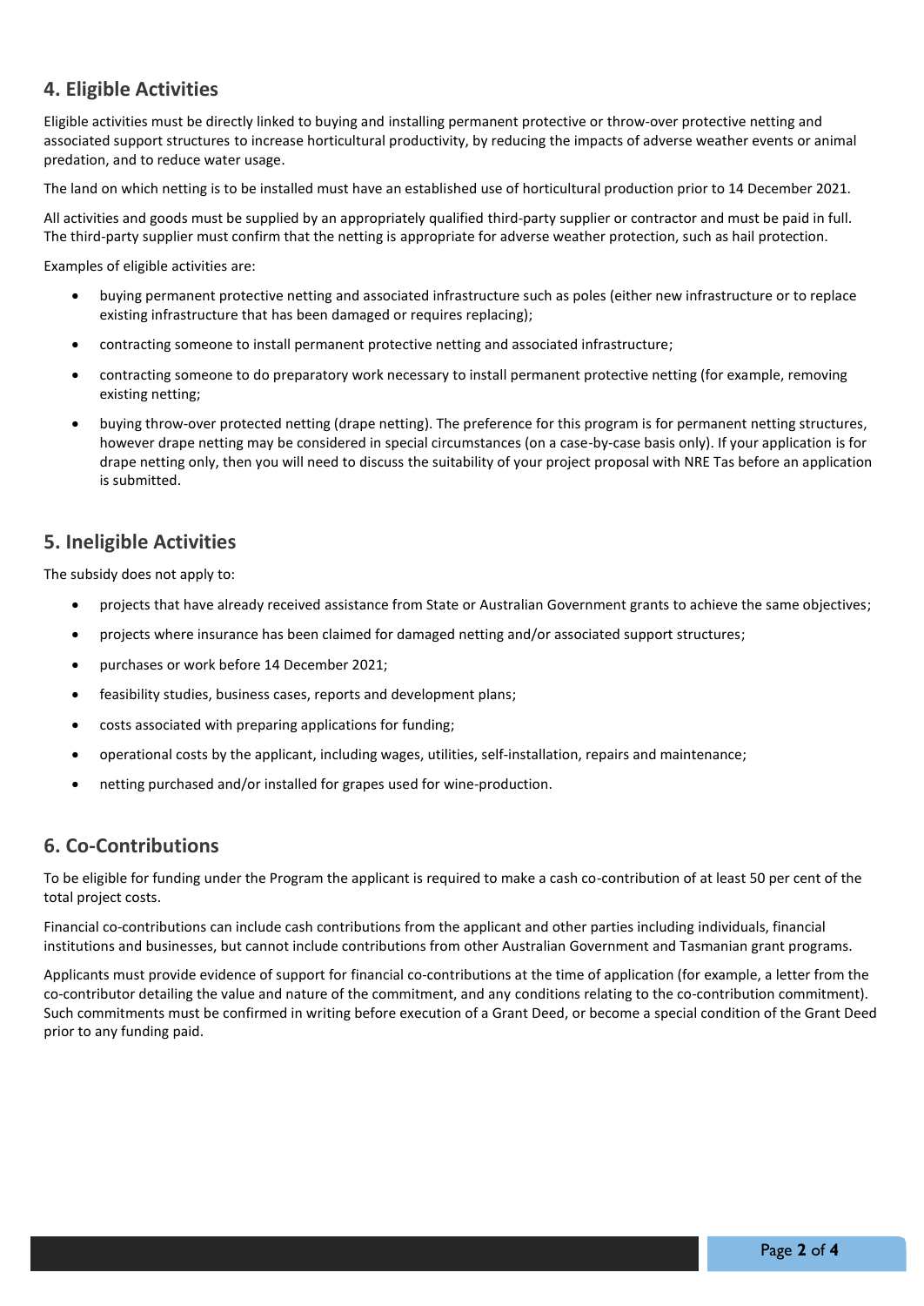## 4. Eligible Activities

Eligible activities must be directly linked to buying and installing permanent protective or throw-over protective netting and associated support structures to increase horticultural productivity, by reducing the impacts of adverse weather events or animal predation, and to reduce water usage.

The land on which netting is to be installed must have an established use of horticultural production prior to 14 December 2021.

All activities and goods must be supplied by an appropriately qualified third-party supplier or contractor and must be paid in full. The third-party supplier must confirm that the netting is appropriate for adverse weather protection, such as hail protection.

Examples of eligible activities are:

- buying permanent protective netting and associated infrastructure such as poles (either new infrastructure or to replace existing infrastructure that has been damaged or requires replacing);
- contracting someone to install permanent protective netting and associated infrastructure;
- contracting someone to do preparatory work necessary to install permanent protective netting (for example, removing existing netting;
- buying throw-over protected netting (drape netting). The preference for this program is for permanent netting structures, however drape netting may be considered in special circumstances (on a case-by-case basis only). If your application is for drape netting only, then you will need to discuss the suitability of your project proposal with NRE Tas before an application is submitted.

## 5. Ineligible Activities

The subsidy does not apply to:

- projects that have already received assistance from State or Australian Government grants to achieve the same objectives;
- projects where insurance has been claimed for damaged netting and/or associated support structures;
- purchases or work before 14 December 2021;
- feasibility studies, business cases, reports and development plans;
- costs associated with preparing applications for funding;
- operational costs by the applicant, including wages, utilities, self-installation, repairs and maintenance;
- netting purchased and/or installed for grapes used for wine-production.

## 6. Co-Contributions

To be eligible for funding under the Program the applicant is required to make a cash co-contribution of at least 50 per cent of the total project costs.

Financial co-contributions can include cash contributions from the applicant and other parties including individuals, financial institutions and businesses, but cannot include contributions from other Australian Government and Tasmanian grant programs.

Applicants must provide evidence of support for financial co-contributions at the time of application (for example, a letter from the co-contributor detailing the value and nature of the commitment, and any conditions relating to the co-contribution commitment). Such commitments must be confirmed in writing before execution of a Grant Deed, or become a special condition of the Grant Deed prior to any funding paid.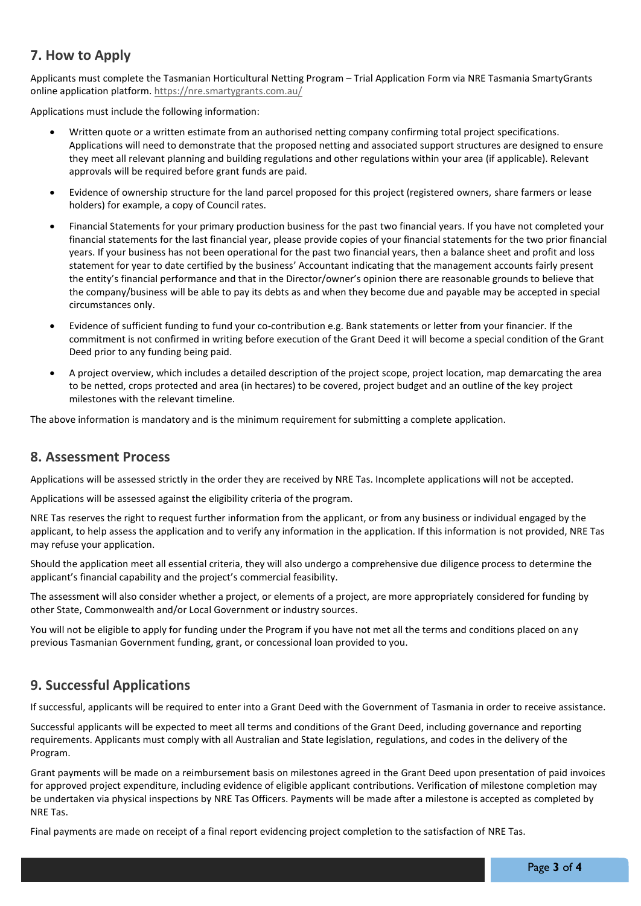## 7. How to Apply

Applicants must complete the Tasmanian Horticultural Netting Program – Trial Application Form via NRE Tasmania SmartyGrants online application platform. https://nre.smartygrants.com.au/

Applications must include the following information:

- Written quote or a written estimate from an authorised netting company confirming total project specifications. Applications will need to demonstrate that the proposed netting and associated support structures are designed to ensure they meet all relevant planning and building regulations and other regulations within your area (if applicable). Relevant approvals will be required before grant funds are paid.
- Evidence of ownership structure for the land parcel proposed for this project (registered owners, share farmers or lease holders) for example, a copy of Council rates.
- Financial Statements for your primary production business for the past two financial years. If you have not completed your financial statements for the last financial year, please provide copies of your financial statements for the two prior financial years. If your business has not been operational for the past two financial years, then a balance sheet and profit and loss statement for year to date certified by the business' Accountant indicating that the management accounts fairly present the entity's financial performance and that in the Director/owner's opinion there are reasonable grounds to believe that the company/business will be able to pay its debts as and when they become due and payable may be accepted in special circumstances only.
- Evidence of sufficient funding to fund your co-contribution e.g. Bank statements or letter from your financier. If the commitment is not confirmed in writing before execution of the Grant Deed it will become a special condition of the Grant Deed prior to any funding being paid.
- A project overview, which includes a detailed description of the project scope, project location, map demarcating the area to be netted, crops protected and area (in hectares) to be covered, project budget and an outline of the key project milestones with the relevant timeline.

The above information is mandatory and is the minimum requirement for submitting a complete application.

## 8. Assessment Process

Applications will be assessed strictly in the order they are received by NRE Tas. Incomplete applications will not be accepted.

Applications will be assessed against the eligibility criteria of the program.

NRE Tas reserves the right to request further information from the applicant, or from any business or individual engaged by the applicant, to help assess the application and to verify any information in the application. If this information is not provided, NRE Tas may refuse your application.

Should the application meet all essential criteria, they will also undergo a comprehensive due diligence process to determine the applicant's financial capability and the project's commercial feasibility.

The assessment will also consider whether a project, or elements of a project, are more appropriately considered for funding by other State, Commonwealth and/or Local Government or industry sources.

You will not be eligible to apply for funding under the Program if you have not met all the terms and conditions placed on any previous Tasmanian Government funding, grant, or concessional loan provided to you.

## 9. Successful Applications

If successful, applicants will be required to enter into a Grant Deed with the Government of Tasmania in order to receive assistance.

Successful applicants will be expected to meet all terms and conditions of the Grant Deed, including governance and reporting requirements. Applicants must comply with all Australian and State legislation, regulations, and codes in the delivery of the Program.

Grant payments will be made on a reimbursement basis on milestones agreed in the Grant Deed upon presentation of paid invoices for approved project expenditure, including evidence of eligible applicant contributions. Verification of milestone completion may be undertaken via physical inspections by NRE Tas Officers. Payments will be made after a milestone is accepted as completed by NRE Tas.

Final payments are made on receipt of a final report evidencing project completion to the satisfaction of NRE Tas.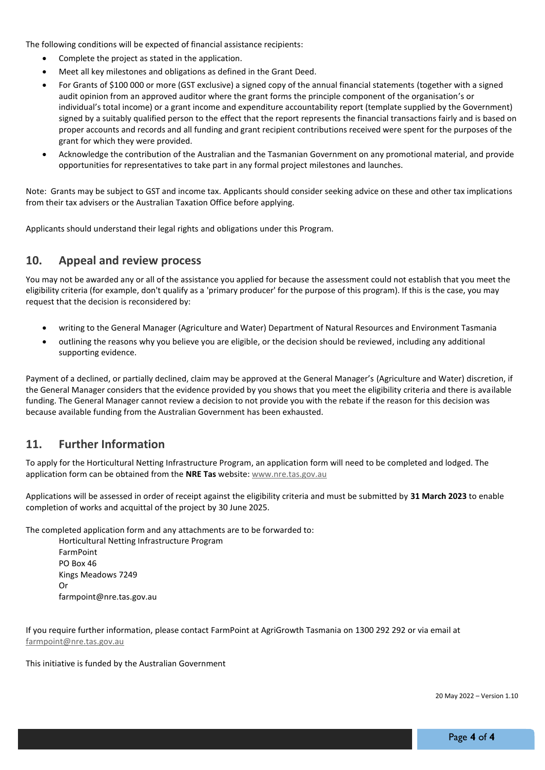The following conditions will be expected of financial assistance recipients:

- Complete the project as stated in the application.
- Meet all key milestones and obligations as defined in the Grant Deed.
- For Grants of $100 000 or more (GST exclusive) a signed copy of the annual financial statements (together with a signed audit opinion from an approved auditor where the grant forms the principle component of the organisation's or individual's total income) or a grant income and expenditure accountability report (template supplied by the Government) signed by a suitably qualified person to the effect that the report represents the financial transactions fairly and is based on proper accounts and records and all funding and grant recipient contributions received were spent for the purposes of the grant for which they were provided.
- Acknowledge the contribution of the Australian and the Tasmanian Government on any promotional material, and provide opportunities for representatives to take part in any formal project milestones and launches.

Note: Grants may be subject to GST and income tax. Applicants should consider seeking advice on these and other tax implications from their tax advisers or the Australian Taxation Office before applying.

Applicants should understand their legal rights and obligations under this Program.

## 10. Appeal and review process

You may not be awarded any or all of the assistance you applied for because the assessment could not establish that you meet the eligibility criteria (for example, don't qualify as a 'primary producer' for the purpose of this program). If this is the case, you may request that the decision is reconsidered by:

- writing to the General Manager (Agriculture and Water) Department of Natural Resources and Environment Tasmania
- outlining the reasons why you believe you are eligible, or the decision should be reviewed, including any additional supporting evidence.

Payment of a declined, or partially declined, claim may be approved at the General Manager's (Agriculture and Water) discretion, if the General Manager considers that the evidence provided by you shows that you meet the eligibility criteria and there is available funding. The General Manager cannot review a decision to not provide you with the rebate if the reason for this decision was because available funding from the Australian Government has been exhausted.

## 11. Further Information

To apply for the Horticultural Netting Infrastructure Program, an application form will need to be completed and lodged. The application form can be obtained from the **NRE Tas** website: www.nre.tas.gov.au

Applications will be assessed in order of receipt against the eligibility criteria and must be submitted by **31 March 2023** to enable completion of works and acquittal of the project by 30 June 2025.

The completed application form and any attachments are to be forwarded to:

Horticultural Netting Infrastructure Program
FarmPoint
PO Box 46
Kings Meadows 7249
Or
farmpoint@nre.tas.gov.au

If you require further information, please contact FarmPoint at AgriGrowth Tasmania on 1300 292 292 or via email at farmpoint@nre.tas.gov.au

This initiative is funded by the Australian Government

20 May 2022 – Version 1.10